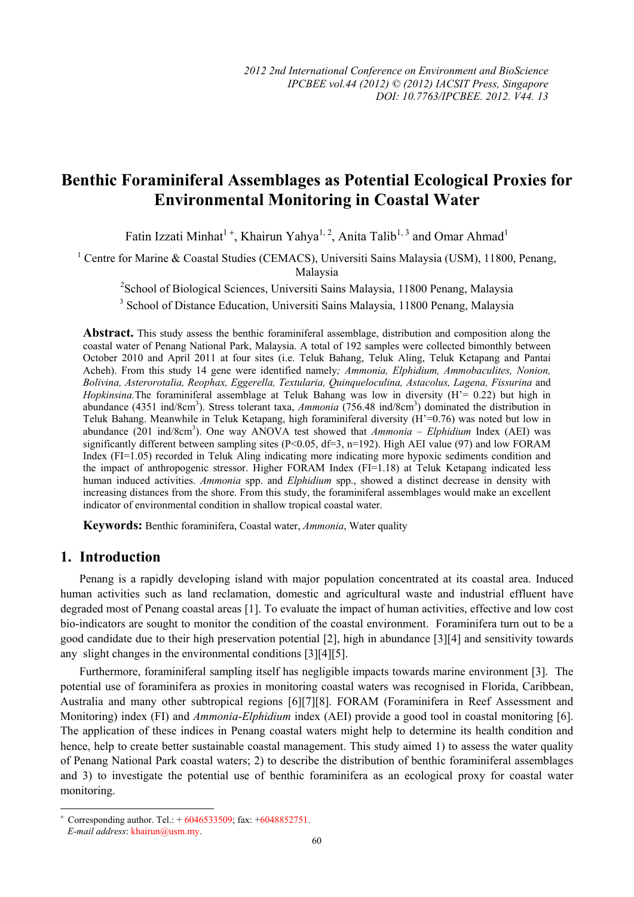# Benthic Foraminiferal Assemblages as Potential Ecological Proxies for Environmental Monitoring in Coastal Water

Fatin Izzati Minhat[1 +], Khairun Yahya[1, 2], Anita Talib[1, 3] and Omar Ahmad[1]

[1] Centre for Marine & Coastal Studies (CEMACS), Universiti Sains Malaysia (USM), 11800, Penang, Malaysia

[2] School of Biological Sciences, Universiti Sains Malaysia, 11800 Penang, Malaysia

[3] School of Distance Education, Universiti Sains Malaysia, 11800 Penang, Malaysia

**Abstract.** This study assess the benthic foraminiferal assemblage, distribution and composition along the coastal water of Penang National Park, Malaysia. A total of 192 samples were collected bimonthly between October 2010 and April 2011 at four sites (i.e. Teluk Bahang, Teluk Aling, Teluk Ketapang and Pantai Acheh). From this study 14 gene were identified namely; *Ammonia, Elphidium, Ammobaculites, Nonion, Bolivina, Asterorotalia, Reophax, Eggerella, Textularia, Quinqueloculina, Astacolus, Lagena, Fissurina* and *Hopkinsina.* The foraminiferal assemblage at Teluk Bahang was low in diversity (H'= 0.22) but high in abundance (4351 ind/8cm$^3$). Stress tolerant taxa, *Ammonia* (756.48 ind/8cm$^3$) dominated the distribution in Teluk Bahang. Meanwhile in Teluk Ketapang, high foraminiferal diversity (H'=0.76) was noted but low in abundance (201 ind/8cm$^3$). One way ANOVA test showed that *Ammonia – Elphidium* Index (AEI) was significantly different between sampling sites ($P<0.05$, df=3, n=192). High AEI value (97) and low FORAM Index (FI=1.05) recorded in Teluk Aling indicating more indicating more hypoxic sediments condition and the impact of anthropogenic stressor. Higher FORAM Index (FI=1.18) at Teluk Ketapang indicated less human induced activities. *Ammonia* spp. and *Elphidium* spp., showed a distinct decrease in density with increasing distances from the shore. From this study, the foraminiferal assemblages would make an excellent indicator of environmental condition in shallow tropical coastal water.

**Keywords:** Benthic foraminifera, Coastal water, *Ammonia*, Water quality

## 1. Introduction

Penang is a rapidly developing island with major population concentrated at its coastal area. Induced human activities such as land reclamation, domestic and agricultural waste and industrial effluent have degraded most of Penang coastal areas [1]. To evaluate the impact of human activities, effective and low cost bio-indicators are sought to monitor the condition of the coastal environment. Foraminifera turn out to be a good candidate due to their high preservation potential [2], high in abundance [3][4] and sensitivity towards any slight changes in the environmental conditions [3][4][5].

Furthermore, foraminiferal sampling itself has negligible impacts towards marine environment [3]. The potential use of foraminifera as proxies in monitoring coastal waters was recognised in Florida, Caribbean, Australia and many other subtropical regions [6][7][8]. FORAM (Foraminifera in Reef Assessment and Monitoring) index (FI) and *Ammonia-Elphidium* index (AEI) provide a good tool in coastal monitoring [6]. The application of these indices in Penang coastal waters might help to determine its health condition and hence, help to create better sustainable coastal management. This study aimed 1) to assess the water quality of Penang National Park coastal waters; 2) to describe the distribution of benthic foraminiferal assemblages and 3) to investigate the potential use of benthic foraminifera as an ecological proxy for coastal water monitoring.

+ Corresponding author. Tel.: + 6046533509; fax: +6048852751.
*E-mail address*: khairun@usm.my.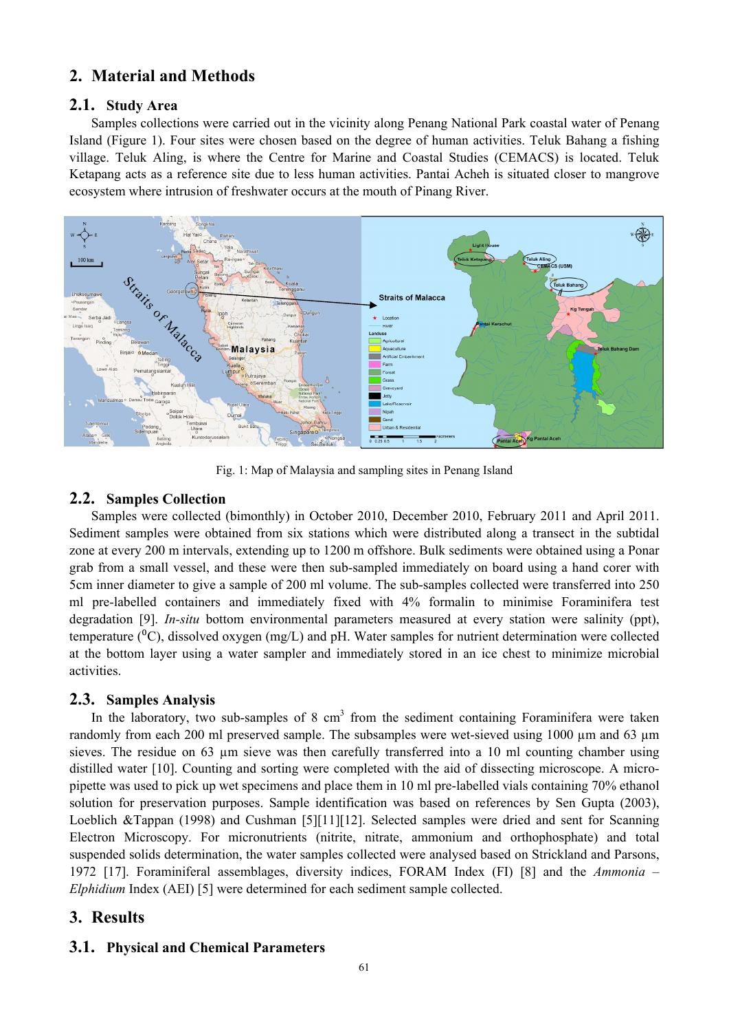## 2. Material and Methods

### 2.1. Study Area

Samples collections were carried out in the vicinity along Penang National Park coastal water of Penang Island (Figure 1). Four sites were chosen based on the degree of human activities. Teluk Bahang a fishing village. Teluk Aling, is where the Centre for Marine and Coastal Studies (CEMACS) is located. Teluk Ketapang acts as a reference site due to less human activities. Pantai Acheh is situated closer to mangrove ecosystem where intrusion of freshwater occurs at the mouth of Pinang River.

Fig. 1: Map of Malaysia and sampling sites in Penang Island

### 2.2. Samples Collection

Samples were collected (bimonthly) in October 2010, December 2010, February 2011 and April 2011. Sediment samples were obtained from six stations which were distributed along a transect in the subtidal zone at every 200 m intervals, extending up to 1200 m offshore. Bulk sediments were obtained using a Ponar grab from a small vessel, and these were then sub-sampled immediately on board using a hand corer with 5cm inner diameter to give a sample of 200 ml volume. The sub-samples collected were transferred into 250 ml pre-labelled containers and immediately fixed with 4% formalin to minimise Foraminifera test degradation [9]. *In-situ* bottom environmental parameters measured at every station were salinity (ppt), temperature ($^{0}C$), dissolved oxygen (mg/L) and pH. Water samples for nutrient determination were collected at the bottom layer using a water sampler and immediately stored in an ice chest to minimize microbial activities.

### 2.3. Samples Analysis

In the laboratory, two sub-samples of 8 $cm^3$ from the sediment containing Foraminifera were taken randomly from each 200 ml preserved sample. The subsamples were wet-sieved using 1000 µm and 63 µm sieves. The residue on 63 µm sieve was then carefully transferred into a 10 ml counting chamber using distilled water [10]. Counting and sorting were completed with the aid of dissecting microscope. A micro-pipette was used to pick up wet specimens and place them in 10 ml pre-labelled vials containing 70% ethanol solution for preservation purposes. Sample identification was based on references by Sen Gupta (2003), Loeblich &Tappan (1998) and Cushman [5][11][12]. Selected samples were dried and sent for Scanning Electron Microscopy. For micronutrients (nitrite, nitrate, ammonium and orthophosphate) and total suspended solids determination, the water samples collected were analysed based on Strickland and Parsons, 1972 [17]. Foraminiferal assemblages, diversity indices, FORAM Index (FI) [8] and the *Ammonia* – *Elphidium* Index (AEI) [5] were determined for each sediment sample collected.

## 3. Results

### 3.1. Physical and Chemical Parameters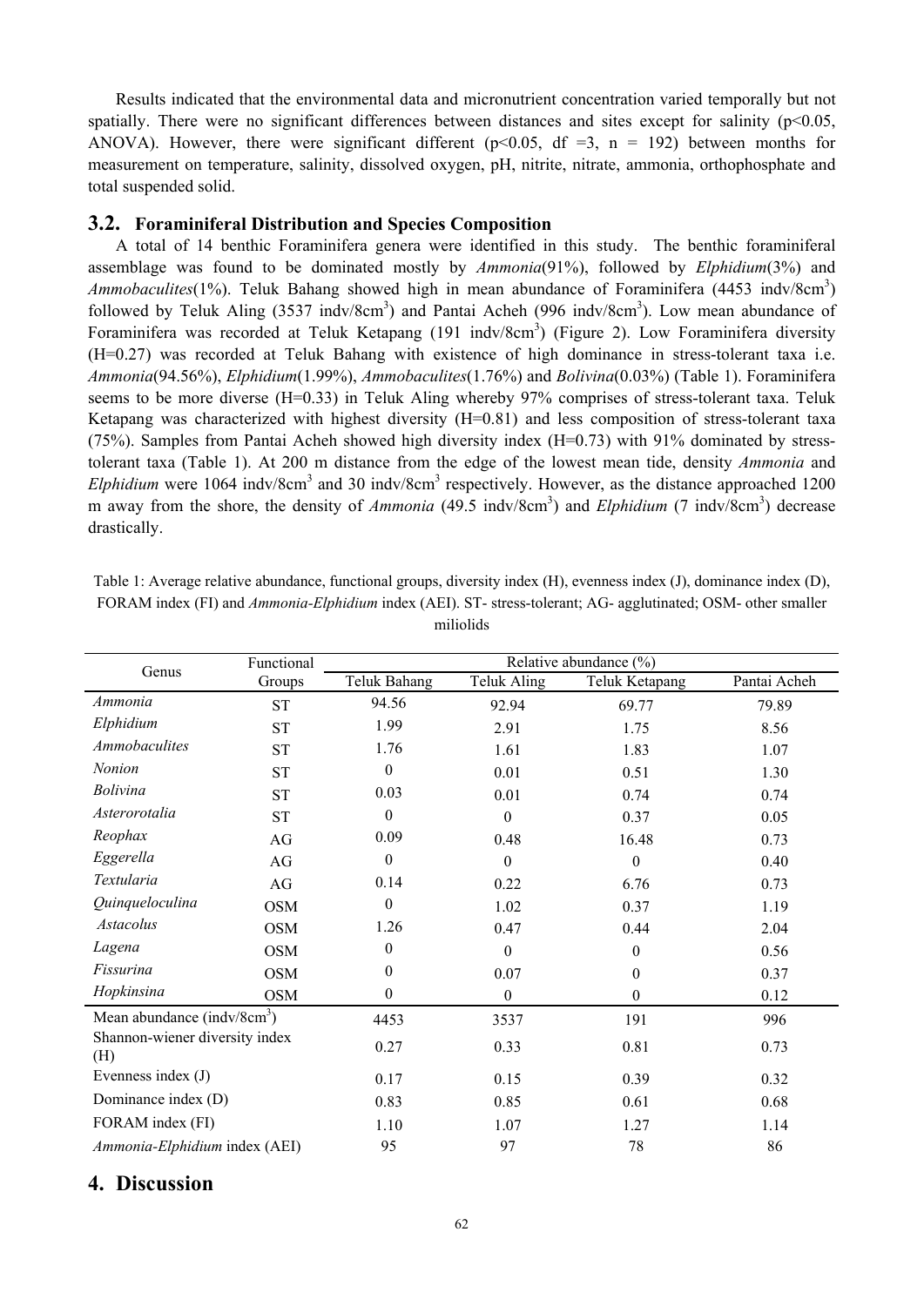Results indicated that the environmental data and micronutrient concentration varied temporally but not spatially. There were no significant differences between distances and sites except for salinity ($p<0.05$, ANOVA). However, there were significant different ($p<0.05$, df $=3$, n $= 192$) between months for measurement on temperature, salinity, dissolved oxygen, pH, nitrite, nitrate, ammonia, orthophosphate and total suspended solid.

## 3.2. Foraminiferal Distribution and Species Composition

A total of 14 benthic Foraminifera genera were identified in this study. The benthic foraminiferal assemblage was found to be dominated mostly by *Ammonia*(91%), followed by *Elphidium*(3%) and *Ammobaculites*(1%). Teluk Bahang showed high in mean abundance of Foraminifera (4453 indv/8cm$^3$) followed by Teluk Aling (3537 indv/8cm$^3$) and Pantai Acheh (996 indv/8cm$^3$). Low mean abundance of Foraminifera was recorded at Teluk Ketapang (191 indv/8cm$^3$) (Figure 2). Low Foraminifera diversity (H=0.27) was recorded at Teluk Bahang with existence of high dominance in stress-tolerant taxa i.e. *Ammonia*(94.56%), *Elphidium*(1.99%), *Ammobaculites*(1.76%) and *Bolivina*(0.03%) (Table 1). Foraminifera seems to be more diverse (H=0.33) in Teluk Aling whereby 97% comprises of stress-tolerant taxa. Teluk Ketapang was characterized with highest diversity (H=0.81) and less composition of stress-tolerant taxa (75%). Samples from Pantai Acheh showed high diversity index (H=0.73) with 91% dominated by stress-tolerant taxa (Table 1). At 200 m distance from the edge of the lowest mean tide, density *Ammonia* and *Elphidium* were 1064 indv/8cm$^3$ and 30 indv/8cm$^3$ respectively. However, as the distance approached 1200 m away from the shore, the density of *Ammonia* (49.5 indv/8cm$^3$) and *Elphidium* (7 indv/8cm$^3$) decrease drastically.

Table 1: Average relative abundance, functional groups, diversity index (H), evenness index (J), dominance index (D), FORAM index (FI) and *Ammonia-Elphidium* index (AEI). ST- stress-tolerant; AG- agglutinated; OSM- other smaller miliolids

| Genus | Functional Groups | Relative abundance (%) | | | |
|---|---|---|---|---|---|
| | | Teluk Bahang | Teluk Aling | Teluk Ketapang | Pantai Acheh |
| *Ammonia* | ST | 94.56 | 92.94 | 69.77 | 79.89 |
| *Elphidium* | ST | 1.99 | 2.91 | 1.75 | 8.56 |
| *Ammobaculites* | ST | 1.76 | 1.61 | 1.83 | 1.07 |
| *Nonion* | ST | 0 | 0.01 | 0.51 | 1.30 |
| *Bolivina* | ST | 0.03 | 0.01 | 0.74 | 0.74 |
| *Asterorotalia* | ST | 0 | 0 | 0.37 | 0.05 |
| *Reophax* | AG | 0.09 | 0.48 | 16.48 | 0.73 |
| *Eggerella* | AG | 0 | 0 | 0 | 0.40 |
| *Textularia* | AG | 0.14 | 0.22 | 6.76 | 0.73 |
| *Quinqueloculina* | OSM | 0 | 1.02 | 0.37 | 1.19 |
| *Astacolus* | OSM | 1.26 | 0.47 | 0.44 | 2.04 |
| *Lagena* | OSM | 0 | 0 | 0 | 0.56 |
| *Fissurina* | OSM | 0 | 0.07 | 0 | 0.37 |
| *Hopkinsina* | OSM | 0 | 0 | 0 | 0.12 |
| Mean abundance (indv/8cm$^3$) | | 4453 | 3537 | 191 | 996 |
| Shannon-wiener diversity index (H) | | 0.27 | 0.33 | 0.81 | 0.73 |
| Evenness index (J) | | 0.17 | 0.15 | 0.39 | 0.32 |
| Dominance index (D) | | 0.83 | 0.85 | 0.61 | 0.68 |
| FORAM index (FI) | | 1.10 | 1.07 | 1.27 | 1.14 |
| *Ammonia-Elphidium* index (AEI) | | 95 | 97 | 78 | 86 |

# 4. Discussion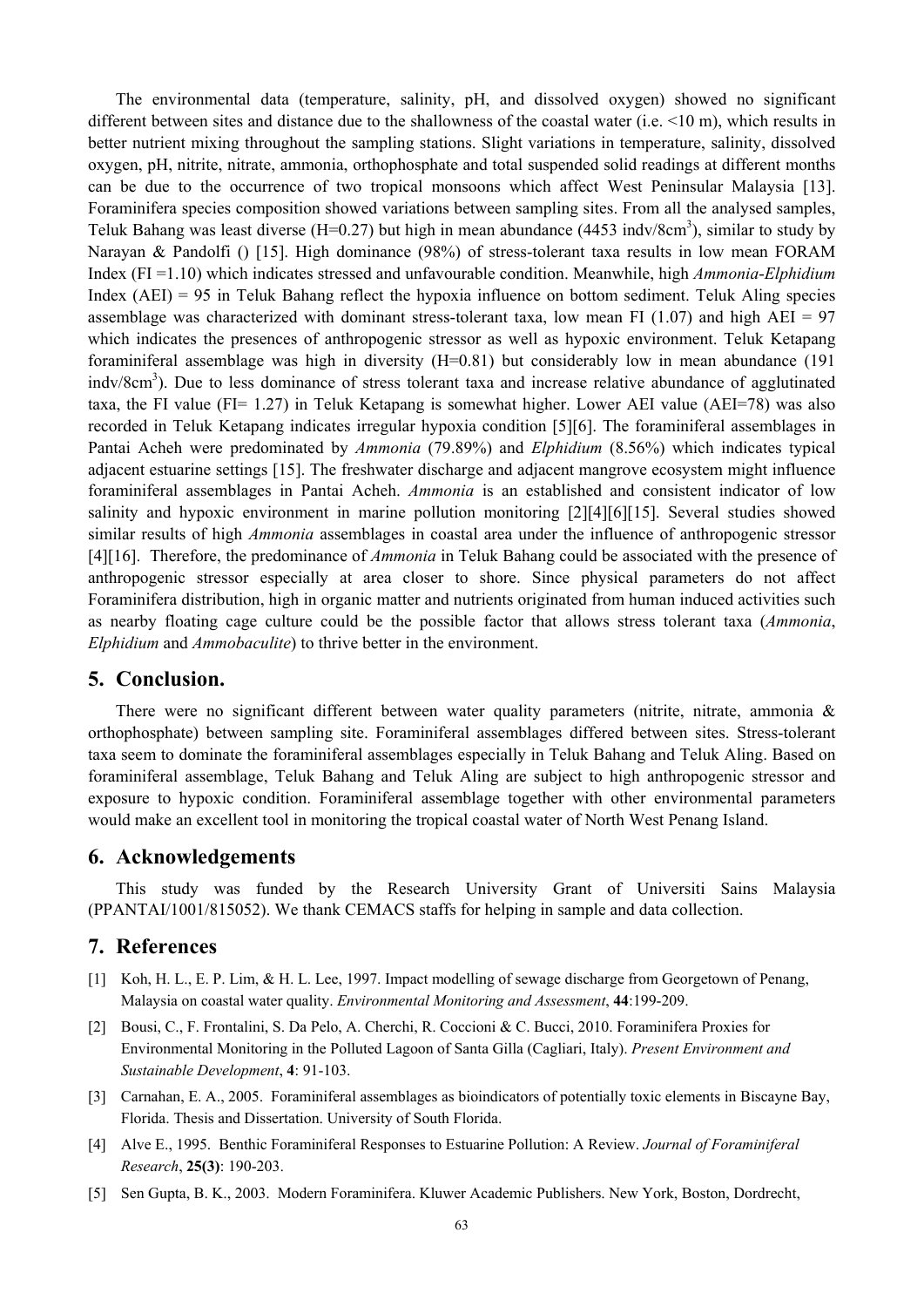The environmental data (temperature, salinity, pH, and dissolved oxygen) showed no significant different between sites and distance due to the shallowness of the coastal water (i.e. <10 m), which results in better nutrient mixing throughout the sampling stations. Slight variations in temperature, salinity, dissolved oxygen, pH, nitrite, nitrate, ammonia, orthophosphate and total suspended solid readings at different months can be due to the occurrence of two tropical monsoons which affect West Peninsular Malaysia [13]. Foraminifera species composition showed variations between sampling sites. From all the analysed samples, Teluk Bahang was least diverse (H=0.27) but high in mean abundance (4453 indv/8cm$^3$), similar to study by Narayan & Pandolfi () [15]. High dominance (98%) of stress-tolerant taxa results in low mean FORAM Index (FI =1.10) which indicates stressed and unfavourable condition. Meanwhile, high *Ammonia-Elphidium* Index (AEI) = 95 in Teluk Bahang reflect the hypoxia influence on bottom sediment. Teluk Aling species assemblage was characterized with dominant stress-tolerant taxa, low mean FI (1.07) and high AEI = 97 which indicates the presences of anthropogenic stressor as well as hypoxic environment. Teluk Ketapang foraminiferal assemblage was high in diversity (H=0.81) but considerably low in mean abundance (191 indv/8cm$^3$). Due to less dominance of stress tolerant taxa and increase relative abundance of agglutinated taxa, the FI value (FI= 1.27) in Teluk Ketapang is somewhat higher. Lower AEI value (AEI=78) was also recorded in Teluk Ketapang indicates irregular hypoxia condition [5][6]. The foraminiferal assemblages in Pantai Acheh were predominated by *Ammonia* (79.89%) and *Elphidium* (8.56%) which indicates typical adjacent estuarine settings [15]. The freshwater discharge and adjacent mangrove ecosystem might influence foraminiferal assemblages in Pantai Acheh. *Ammonia* is an established and consistent indicator of low salinity and hypoxic environment in marine pollution monitoring [2][4][6][15]. Several studies showed similar results of high *Ammonia* assemblages in coastal area under the influence of anthropogenic stressor [4][16]. Therefore, the predominance of *Ammonia* in Teluk Bahang could be associated with the presence of anthropogenic stressor especially at area closer to shore. Since physical parameters do not affect Foraminifera distribution, high in organic matter and nutrients originated from human induced activities such as nearby floating cage culture could be the possible factor that allows stress tolerant taxa (*Ammonia*, *Elphidium* and *Ammobaculite*) to thrive better in the environment.

## 5. Conclusion.

There were no significant different between water quality parameters (nitrite, nitrate, ammonia & orthophosphate) between sampling site. Foraminiferal assemblages differed between sites. Stress-tolerant taxa seem to dominate the foraminiferal assemblages especially in Teluk Bahang and Teluk Aling. Based on foraminiferal assemblage, Teluk Bahang and Teluk Aling are subject to high anthropogenic stressor and exposure to hypoxic condition. Foraminiferal assemblage together with other environmental parameters would make an excellent tool in monitoring the tropical coastal water of North West Penang Island.

## 6. Acknowledgements

This study was funded by the Research University Grant of Universiti Sains Malaysia (PPANTAI/1001/815052). We thank CEMACS staffs for helping in sample and data collection.

## 7. References

[1] Koh, H. L., E. P. Lim, & H. L. Lee, 1997. Impact modelling of sewage discharge from Georgetown of Penang, Malaysia on coastal water quality. *Environmental Monitoring and Assessment*, **44**:199-209.

[2] Bousi, C., F. Frontalini, S. Da Pelo, A. Cherchi, R. Coccioni & C. Bucci, 2010. Foraminifera Proxies for Environmental Monitoring in the Polluted Lagoon of Santa Gilla (Cagliari, Italy). *Present Environment and Sustainable Development*, **4**: 91-103.

[3] Carnahan, E. A., 2005. Foraminiferal assemblages as bioindicators of potentially toxic elements in Biscayne Bay, Florida. Thesis and Dissertation. University of South Florida.

[4] Alve E., 1995. Benthic Foraminiferal Responses to Estuarine Pollution: A Review. *Journal of Foraminiferal Research*, **25(3)**: 190-203.

[5] Sen Gupta, B. K., 2003. Modern Foraminifera. Kluwer Academic Publishers. New York, Boston, Dordrecht,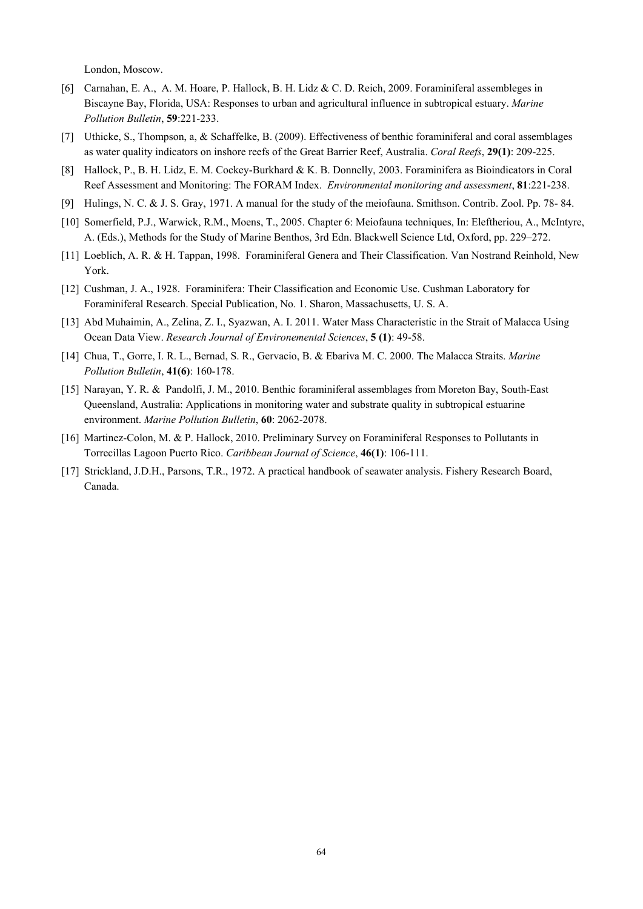London, Moscow.

[6] Carnahan, E. A., A. M. Hoare, P. Hallock, B. H. Lidz & C. D. Reich, 2009. Foraminiferal assembleges in Biscayne Bay, Florida, USA: Responses to urban and agricultural influence in subtropical estuary. *Marine Pollution Bulletin*, **59**:221-233.

[7] Uthicke, S., Thompson, a, & Schaffelke, B. (2009). Effectiveness of benthic foraminiferal and coral assemblages as water quality indicators on inshore reefs of the Great Barrier Reef, Australia. *Coral Reefs*, **29(1)**: 209-225.

[8] Hallock, P., B. H. Lidz, E. M. Cockey-Burkhard & K. B. Donnelly, 2003. Foraminifera as Bioindicators in Coral Reef Assessment and Monitoring: The FORAM Index. *Environmental monitoring and assessment*, **81**:221-238.

[9] Hulings, N. C. & J. S. Gray, 1971. A manual for the study of the meiofauna. Smithson. Contrib. Zool. Pp. 78- 84.

[10] Somerfield, P.J., Warwick, R.M., Moens, T., 2005. Chapter 6: Meiofauna techniques, In: Eleftheriou, A., McIntyre, A. (Eds.), Methods for the Study of Marine Benthos, 3rd Edn. Blackwell Science Ltd, Oxford, pp. 229–272.

[11] Loeblich, A. R. & H. Tappan, 1998. Foraminiferal Genera and Their Classification. Van Nostrand Reinhold, New York.

[12] Cushman, J. A., 1928. Foraminifera: Their Classification and Economic Use. Cushman Laboratory for Foraminiferal Research. Special Publication, No. 1. Sharon, Massachusetts, U. S. A.

[13] Abd Muhaimin, A., Zelina, Z. I., Syazwan, A. I. 2011. Water Mass Characteristic in the Strait of Malacca Using Ocean Data View. *Research Journal of Environemental Sciences*, **5 (1)**: 49-58.

[14] Chua, T., Gorre, I. R. L., Bernad, S. R., Gervacio, B. & Ebariva M. C. 2000. The Malacca Straits. *Marine Pollution Bulletin*, **41(6)**: 160-178.

[15] Narayan, Y. R. & Pandolfi, J. M., 2010. Benthic foraminiferal assemblages from Moreton Bay, South-East Queensland, Australia: Applications in monitoring water and substrate quality in subtropical estuarine environment. *Marine Pollution Bulletin*, **60**: 2062-2078.

[16] Martinez-Colon, M. & P. Hallock, 2010. Preliminary Survey on Foraminiferal Responses to Pollutants in Torrecillas Lagoon Puerto Rico. *Caribbean Journal of Science*, **46(1)**: 106-111.

[17] Strickland, J.D.H., Parsons, T.R., 1972. A practical handbook of seawater analysis. Fishery Research Board, Canada.